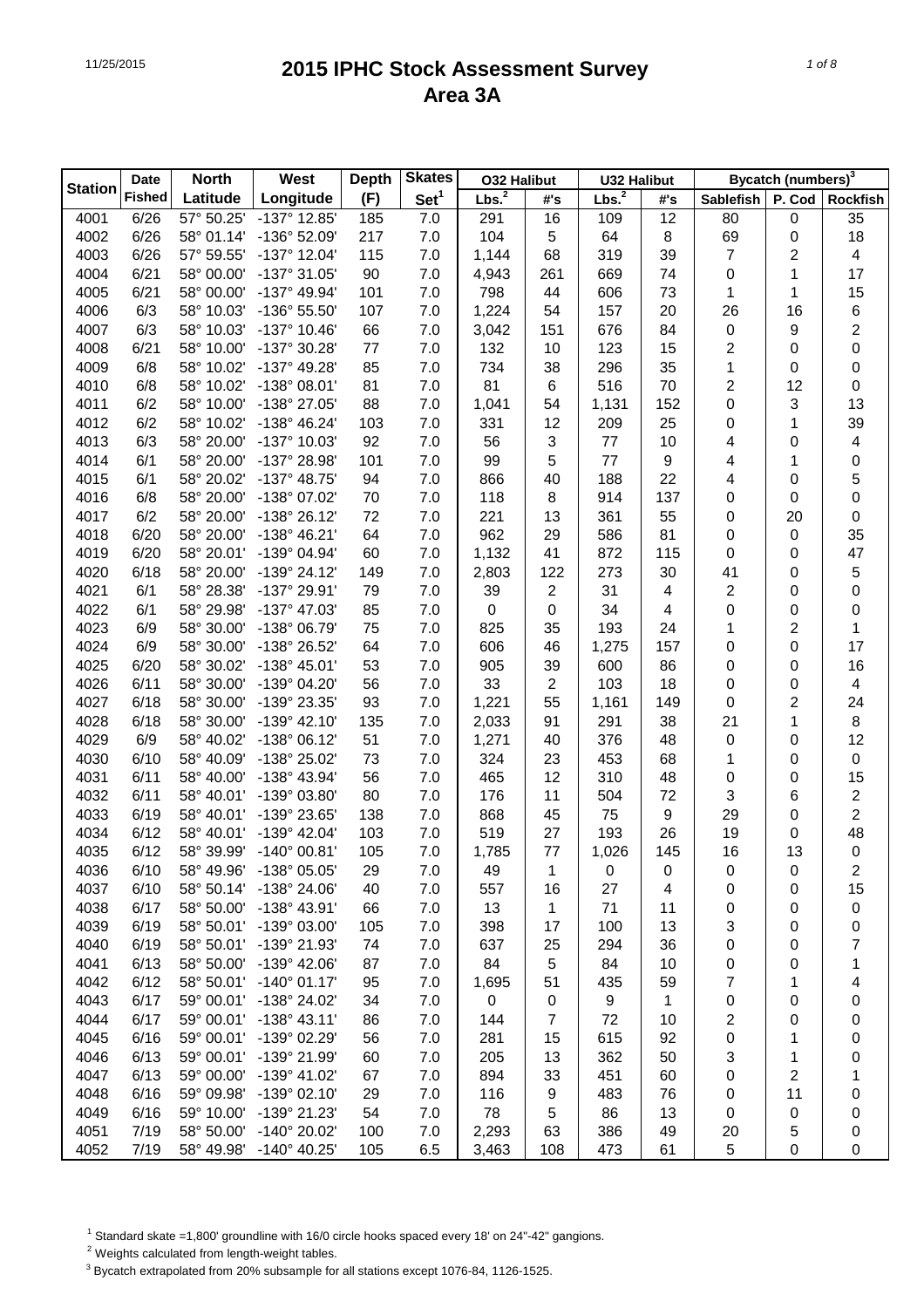# 2015 IPHC Stock Assessment Survey
## Area 3A

| Station | Date Fished | North Latitude | West Longitude | Depth (F) | Skates Set[1] | O32 Halibut Lbs.[2] | O32 Halibut #'s | U32 Halibut Lbs.[2] | U32 Halibut #'s | Bycatch (numbers)[3] Sablefish | P. Cod | Rockfish |
|---|---|---|---|---|---|---|---|---|---|---|---|---|
| 4001 | 6/26 | 57° 50.25' | -137° 12.85' | 185 | 7.0 | 291 | 16 | 109 | 12 | 80 | 0 | 35 |
| 4002 | 6/26 | 58° 01.14' | -136° 52.09' | 217 | 7.0 | 104 | 5 | 64 | 8 | 69 | 0 | 18 |
| 4003 | 6/26 | 57° 59.55' | -137° 12.04' | 115 | 7.0 | 1,144 | 68 | 319 | 39 | 7 | 2 | 4 |
| 4004 | 6/21 | 58° 00.00' | -137° 31.05' | 90 | 7.0 | 4,943 | 261 | 669 | 74 | 0 | 1 | 17 |
| 4005 | 6/21 | 58° 00.00' | -137° 49.94' | 101 | 7.0 | 798 | 44 | 606 | 73 | 1 | 1 | 15 |
| 4006 | 6/3 | 58° 10.03' | -136° 55.50' | 107 | 7.0 | 1,224 | 54 | 157 | 20 | 26 | 16 | 6 |
| 4007 | 6/3 | 58° 10.03' | -137° 10.46' | 66 | 7.0 | 3,042 | 151 | 676 | 84 | 0 | 9 | 2 |
| 4008 | 6/21 | 58° 10.00' | -137° 30.28' | 77 | 7.0 | 132 | 10 | 123 | 15 | 2 | 0 | 0 |
| 4009 | 6/8 | 58° 10.02' | -137° 49.28' | 85 | 7.0 | 734 | 38 | 296 | 35 | 1 | 0 | 0 |
| 4010 | 6/8 | 58° 10.02' | -138° 08.01' | 81 | 7.0 | 81 | 6 | 516 | 70 | 2 | 12 | 0 |
| 4011 | 6/2 | 58° 10.00' | -138° 27.05' | 88 | 7.0 | 1,041 | 54 | 1,131 | 152 | 0 | 3 | 13 |
| 4012 | 6/2 | 58° 10.02' | -138° 46.24' | 103 | 7.0 | 331 | 12 | 209 | 25 | 0 | 1 | 39 |
| 4013 | 6/3 | 58° 20.00' | -137° 10.03' | 92 | 7.0 | 56 | 3 | 77 | 10 | 4 | 0 | 4 |
| 4014 | 6/1 | 58° 20.00' | -137° 28.98' | 101 | 7.0 | 99 | 5 | 77 | 9 | 4 | 1 | 0 |
| 4015 | 6/1 | 58° 20.02' | -137° 48.75' | 94 | 7.0 | 866 | 40 | 188 | 22 | 4 | 0 | 5 |
| 4016 | 6/8 | 58° 20.00' | -138° 07.02' | 70 | 7.0 | 118 | 8 | 914 | 137 | 0 | 0 | 0 |
| 4017 | 6/2 | 58° 20.00' | -138° 26.12' | 72 | 7.0 | 221 | 13 | 361 | 55 | 0 | 20 | 0 |
| 4018 | 6/20 | 58° 20.00' | -138° 46.21' | 64 | 7.0 | 962 | 29 | 586 | 81 | 0 | 0 | 35 |
| 4019 | 6/20 | 58° 20.01' | -139° 04.94' | 60 | 7.0 | 1,132 | 41 | 872 | 115 | 0 | 0 | 47 |
| 4020 | 6/18 | 58° 20.00' | -139° 24.12' | 149 | 7.0 | 2,803 | 122 | 273 | 30 | 41 | 0 | 5 |
| 4021 | 6/1 | 58° 28.38' | -137° 29.91' | 79 | 7.0 | 39 | 2 | 31 | 4 | 2 | 0 | 0 |
| 4022 | 6/1 | 58° 29.98' | -137° 47.03' | 85 | 7.0 | 0 | 0 | 34 | 4 | 0 | 0 | 0 |
| 4023 | 6/9 | 58° 30.00' | -138° 06.79' | 75 | 7.0 | 825 | 35 | 193 | 24 | 1 | 2 | 1 |
| 4024 | 6/9 | 58° 30.00' | -138° 26.52' | 64 | 7.0 | 606 | 46 | 1,275 | 157 | 0 | 0 | 17 |
| 4025 | 6/20 | 58° 30.02' | -138° 45.01' | 53 | 7.0 | 905 | 39 | 600 | 86 | 0 | 0 | 16 |
| 4026 | 6/11 | 58° 30.00' | -139° 04.20' | 56 | 7.0 | 33 | 2 | 103 | 18 | 0 | 0 | 4 |
| 4027 | 6/18 | 58° 30.00' | -139° 23.35' | 93 | 7.0 | 1,221 | 55 | 1,161 | 149 | 0 | 2 | 24 |
| 4028 | 6/18 | 58° 30.00' | -139° 42.10' | 135 | 7.0 | 2,033 | 91 | 291 | 38 | 21 | 1 | 8 |
| 4029 | 6/9 | 58° 40.02' | -138° 06.12' | 51 | 7.0 | 1,271 | 40 | 376 | 48 | 0 | 0 | 12 |
| 4030 | 6/10 | 58° 40.09' | -138° 25.02' | 73 | 7.0 | 324 | 23 | 453 | 68 | 1 | 0 | 0 |
| 4031 | 6/11 | 58° 40.00' | -138° 43.94' | 56 | 7.0 | 465 | 12 | 310 | 48 | 0 | 0 | 15 |
| 4032 | 6/11 | 58° 40.01' | -139° 03.80' | 80 | 7.0 | 176 | 11 | 504 | 72 | 3 | 6 | 2 |
| 4033 | 6/19 | 58° 40.01' | -139° 23.65' | 138 | 7.0 | 868 | 45 | 75 | 9 | 29 | 0 | 2 |
| 4034 | 6/12 | 58° 40.01' | -139° 42.04' | 103 | 7.0 | 519 | 27 | 193 | 26 | 19 | 0 | 48 |
| 4035 | 6/12 | 58° 39.99' | -140° 00.81' | 105 | 7.0 | 1,785 | 77 | 1,026 | 145 | 16 | 13 | 0 |
| 4036 | 6/10 | 58° 49.96' | -138° 05.05' | 29 | 7.0 | 49 | 1 | 0 | 0 | 0 | 0 | 2 |
| 4037 | 6/10 | 58° 50.14' | -138° 24.06' | 40 | 7.0 | 557 | 16 | 27 | 4 | 0 | 0 | 15 |
| 4038 | 6/17 | 58° 50.00' | -138° 43.91' | 66 | 7.0 | 13 | 1 | 71 | 11 | 0 | 0 | 0 |
| 4039 | 6/19 | 58° 50.01' | -139° 03.00' | 105 | 7.0 | 398 | 17 | 100 | 13 | 3 | 0 | 0 |
| 4040 | 6/19 | 58° 50.01' | -139° 21.93' | 74 | 7.0 | 637 | 25 | 294 | 36 | 0 | 0 | 7 |
| 4041 | 6/13 | 58° 50.00' | -139° 42.06' | 87 | 7.0 | 84 | 5 | 84 | 10 | 0 | 0 | 1 |
| 4042 | 6/12 | 58° 50.01' | -140° 01.17' | 95 | 7.0 | 1,695 | 51 | 435 | 59 | 7 | 1 | 4 |
| 4043 | 6/17 | 59° 00.01' | -138° 24.02' | 34 | 7.0 | 0 | 0 | 9 | 1 | 0 | 0 | 0 |
| 4044 | 6/17 | 59° 00.01' | -138° 43.11' | 86 | 7.0 | 144 | 7 | 72 | 10 | 2 | 0 | 0 |
| 4045 | 6/16 | 59° 00.01' | -139° 02.29' | 56 | 7.0 | 281 | 15 | 615 | 92 | 0 | 1 | 0 |
| 4046 | 6/13 | 59° 00.01' | -139° 21.99' | 60 | 7.0 | 205 | 13 | 362 | 50 | 3 | 1 | 0 |
| 4047 | 6/13 | 59° 00.00' | -139° 41.02' | 67 | 7.0 | 894 | 33 | 451 | 60 | 0 | 2 | 1 |
| 4048 | 6/16 | 59° 09.98' | -139° 02.10' | 29 | 7.0 | 116 | 9 | 483 | 76 | 0 | 11 | 0 |
| 4049 | 6/16 | 59° 10.00' | -139° 21.23' | 54 | 7.0 | 78 | 5 | 86 | 13 | 0 | 0 | 0 |
| 4051 | 7/19 | 58° 50.00' | -140° 20.02' | 100 | 7.0 | 2,293 | 63 | 386 | 49 | 20 | 5 | 0 |
| 4052 | 7/19 | 58° 49.98' | -140° 40.25' | 105 | 6.5 | 3,463 | 108 | 473 | 61 | 5 | 0 | 0 |

[1] Standard skate =1,800' groundline with 16/0 circle hooks spaced every 18' on 24"-42" gangions.

[2] Weights calculated from length-weight tables.

[3] Bycatch extrapolated from 20% subsample for all stations except 1076-84, 1126-1525.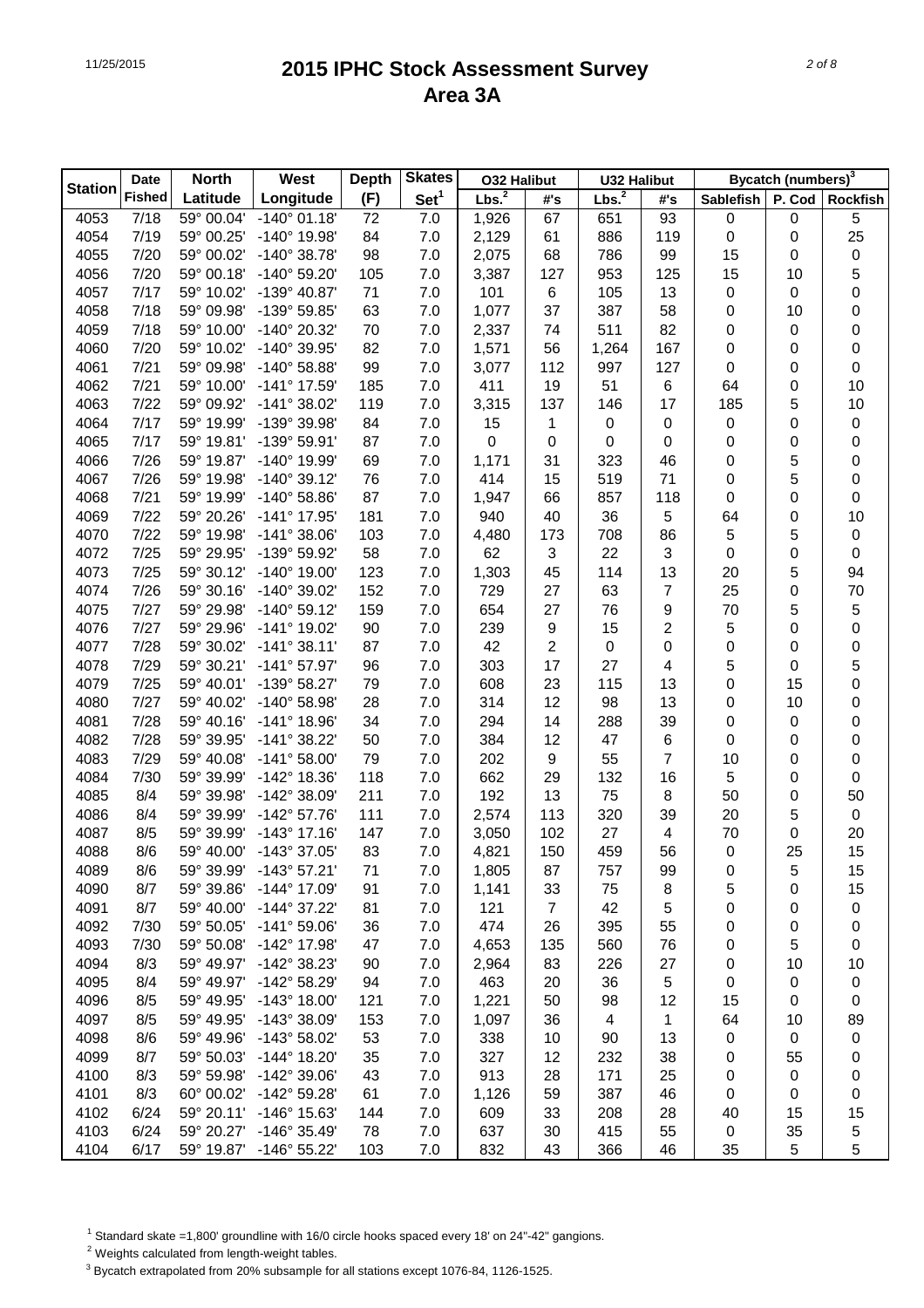# 2015 IPHC Stock Assessment Survey
## Area 3A

| Station | Date Fished | North Latitude | West Longitude | Depth (F) | Skates Set[1] | O32 Halibut | | U32 Halibut | | Bycatch (numbers)[3] | | |
|---|---|---|---|---|---|---|---|---|---|---|---|---|
| | | | | | | Lbs.[2] | #'s | Lbs.[2] | #'s | Sablefish | P. Cod | Rockfish |
| 4053 | 7/18 | 59° 00.04' | -140° 01.18' | 72 | 7.0 | 1,926 | 67 | 651 | 93 | 0 | 0 | 5 |
| 4054 | 7/19 | 59° 00.25' | -140° 19.98' | 84 | 7.0 | 2,129 | 61 | 886 | 119 | 0 | 0 | 25 |
| 4055 | 7/20 | 59° 00.02' | -140° 38.78' | 98 | 7.0 | 2,075 | 68 | 786 | 99 | 15 | 0 | 0 |
| 4056 | 7/20 | 59° 00.18' | -140° 59.20' | 105 | 7.0 | 3,387 | 127 | 953 | 125 | 15 | 10 | 5 |
| 4057 | 7/17 | 59° 10.02' | -139° 40.87' | 71 | 7.0 | 101 | 6 | 105 | 13 | 0 | 0 | 0 |
| 4058 | 7/18 | 59° 09.98' | -139° 59.85' | 63 | 7.0 | 1,077 | 37 | 387 | 58 | 0 | 10 | 0 |
| 4059 | 7/18 | 59° 10.00' | -140° 20.32' | 70 | 7.0 | 2,337 | 74 | 511 | 82 | 0 | 0 | 0 |
| 4060 | 7/20 | 59° 10.02' | -140° 39.95' | 82 | 7.0 | 1,571 | 56 | 1,264 | 167 | 0 | 0 | 0 |
| 4061 | 7/21 | 59° 09.98' | -140° 58.88' | 99 | 7.0 | 3,077 | 112 | 997 | 127 | 0 | 0 | 0 |
| 4062 | 7/21 | 59° 10.00' | -141° 17.59' | 185 | 7.0 | 411 | 19 | 51 | 6 | 64 | 0 | 10 |
| 4063 | 7/22 | 59° 09.92' | -141° 38.02' | 119 | 7.0 | 3,315 | 137 | 146 | 17 | 185 | 5 | 10 |
| 4064 | 7/17 | 59° 19.99' | -139° 39.98' | 84 | 7.0 | 15 | 1 | 0 | 0 | 0 | 0 | 0 |
| 4065 | 7/17 | 59° 19.81' | -139° 59.91' | 87 | 7.0 | 0 | 0 | 0 | 0 | 0 | 0 | 0 |
| 4066 | 7/26 | 59° 19.87' | -140° 19.99' | 69 | 7.0 | 1,171 | 31 | 323 | 46 | 0 | 5 | 0 |
| 4067 | 7/26 | 59° 19.98' | -140° 39.12' | 76 | 7.0 | 414 | 15 | 519 | 71 | 0 | 5 | 0 |
| 4068 | 7/21 | 59° 19.99' | -140° 58.86' | 87 | 7.0 | 1,947 | 66 | 857 | 118 | 0 | 0 | 0 |
| 4069 | 7/22 | 59° 20.26' | -141° 17.95' | 181 | 7.0 | 940 | 40 | 36 | 5 | 64 | 0 | 10 |
| 4070 | 7/22 | 59° 19.98' | -141° 38.06' | 103 | 7.0 | 4,480 | 173 | 708 | 86 | 5 | 5 | 0 |
| 4072 | 7/25 | 59° 29.95' | -139° 59.92' | 58 | 7.0 | 62 | 3 | 22 | 3 | 0 | 0 | 0 |
| 4073 | 7/25 | 59° 30.12' | -140° 19.00' | 123 | 7.0 | 1,303 | 45 | 114 | 13 | 20 | 5 | 94 |
| 4074 | 7/26 | 59° 30.16' | -140° 39.02' | 152 | 7.0 | 729 | 27 | 63 | 7 | 25 | 0 | 70 |
| 4075 | 7/27 | 59° 29.98' | -140° 59.12' | 159 | 7.0 | 654 | 27 | 76 | 9 | 70 | 5 | 5 |
| 4076 | 7/27 | 59° 29.96' | -141° 19.02' | 90 | 7.0 | 239 | 9 | 15 | 2 | 5 | 0 | 0 |
| 4077 | 7/28 | 59° 30.02' | -141° 38.11' | 87 | 7.0 | 42 | 2 | 0 | 0 | 0 | 0 | 0 |
| 4078 | 7/29 | 59° 30.21' | -141° 57.97' | 96 | 7.0 | 303 | 17 | 27 | 4 | 5 | 0 | 5 |
| 4079 | 7/25 | 59° 40.01' | -139° 58.27' | 79 | 7.0 | 608 | 23 | 115 | 13 | 0 | 15 | 0 |
| 4080 | 7/27 | 59° 40.02' | -140° 58.98' | 28 | 7.0 | 314 | 12 | 98 | 13 | 0 | 10 | 0 |
| 4081 | 7/28 | 59° 40.16' | -141° 18.96' | 34 | 7.0 | 294 | 14 | 288 | 39 | 0 | 0 | 0 |
| 4082 | 7/28 | 59° 39.95' | -141° 38.22' | 50 | 7.0 | 384 | 12 | 47 | 6 | 0 | 0 | 0 |
| 4083 | 7/29 | 59° 40.08' | -141° 58.00' | 79 | 7.0 | 202 | 9 | 55 | 7 | 10 | 0 | 0 |
| 4084 | 7/30 | 59° 39.99' | -142° 18.36' | 118 | 7.0 | 662 | 29 | 132 | 16 | 5 | 0 | 0 |
| 4085 | 8/4 | 59° 39.98' | -142° 38.09' | 211 | 7.0 | 192 | 13 | 75 | 8 | 50 | 0 | 50 |
| 4086 | 8/4 | 59° 39.99' | -142° 57.76' | 111 | 7.0 | 2,574 | 113 | 320 | 39 | 20 | 5 | 0 |
| 4087 | 8/5 | 59° 39.99' | -143° 17.16' | 147 | 7.0 | 3,050 | 102 | 27 | 4 | 70 | 0 | 20 |
| 4088 | 8/6 | 59° 40.00' | -143° 37.05' | 83 | 7.0 | 4,821 | 150 | 459 | 56 | 0 | 25 | 15 |
| 4089 | 8/6 | 59° 39.99' | -143° 57.21' | 71 | 7.0 | 1,805 | 87 | 757 | 99 | 0 | 5 | 15 |
| 4090 | 8/7 | 59° 39.86' | -144° 17.09' | 91 | 7.0 | 1,141 | 33 | 75 | 8 | 5 | 0 | 15 |
| 4091 | 8/7 | 59° 40.00' | -144° 37.22' | 81 | 7.0 | 121 | 7 | 42 | 5 | 0 | 0 | 0 |
| 4092 | 7/30 | 59° 50.05' | -141° 59.06' | 36 | 7.0 | 474 | 26 | 395 | 55 | 0 | 0 | 0 |
| 4093 | 7/30 | 59° 50.08' | -142° 17.98' | 47 | 7.0 | 4,653 | 135 | 560 | 76 | 0 | 5 | 0 |
| 4094 | 8/3 | 59° 49.97' | -142° 38.23' | 90 | 7.0 | 2,964 | 83 | 226 | 27 | 0 | 10 | 10 |
| 4095 | 8/4 | 59° 49.97' | -142° 58.29' | 94 | 7.0 | 463 | 20 | 36 | 5 | 0 | 0 | 0 |
| 4096 | 8/5 | 59° 49.95' | -143° 18.00' | 121 | 7.0 | 1,221 | 50 | 98 | 12 | 15 | 0 | 0 |
| 4097 | 8/5 | 59° 49.95' | -143° 38.09' | 153 | 7.0 | 1,097 | 36 | 4 | 1 | 64 | 10 | 89 |
| 4098 | 8/6 | 59° 49.96' | -143° 58.02' | 53 | 7.0 | 338 | 10 | 90 | 13 | 0 | 0 | 0 |
| 4099 | 8/7 | 59° 50.03' | -144° 18.20' | 35 | 7.0 | 327 | 12 | 232 | 38 | 0 | 55 | 0 |
| 4100 | 8/3 | 59° 59.98' | -142° 39.06' | 43 | 7.0 | 913 | 28 | 171 | 25 | 0 | 0 | 0 |
| 4101 | 8/3 | 60° 00.02' | -142° 59.28' | 61 | 7.0 | 1,126 | 59 | 387 | 46 | 0 | 0 | 0 |
| 4102 | 6/24 | 59° 20.11' | -146° 15.63' | 144 | 7.0 | 609 | 33 | 208 | 28 | 40 | 15 | 15 |
| 4103 | 6/24 | 59° 20.27' | -146° 35.49' | 78 | 7.0 | 637 | 30 | 415 | 55 | 0 | 35 | 5 |
| 4104 | 6/17 | 59° 19.87' | -146° 55.22' | 103 | 7.0 | 832 | 43 | 366 | 46 | 35 | 5 | 5 |

[1] Standard skate =1,800' groundline with 16/0 circle hooks spaced every 18' on 24"-42" gangions.

[2] Weights calculated from length-weight tables.

[3] Bycatch extrapolated from 20% subsample for all stations except 1076-84, 1126-1525.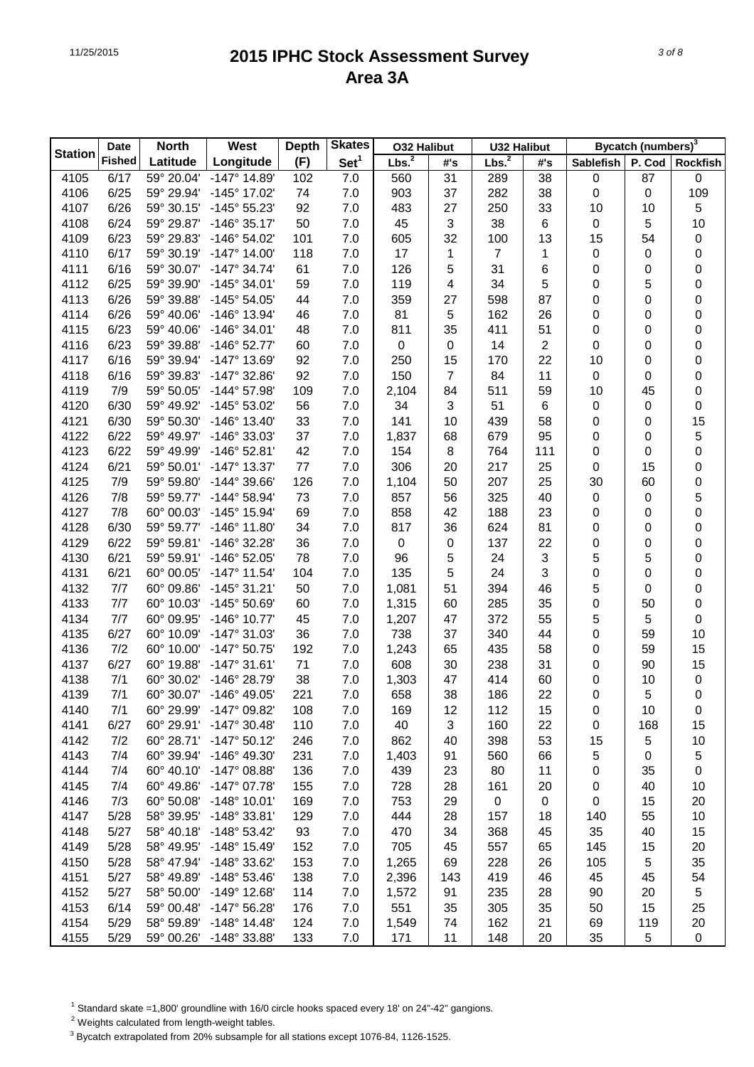# 2015 IPHC Stock Assessment Survey
## Area 3A

| Station | Date Fished | North Latitude | West Longitude | Depth (F) | Skates Set[1] | O32 Halibut | | U32 Halibut | | Bycatch (numbers)[3] | | |
|---|---|---|---|---|---|---|---|---|---|---|---|---|
| | | | | | | Lbs.[2] | #'s | Lbs.[2] | #'s | Sablefish | P. Cod | Rockfish |
| 4105 | 6/17 | 59° 20.04' | -147° 14.89' | 102 | 7.0 | 560 | 31 | 289 | 38 | 0 | 87 | 0 |
| 4106 | 6/25 | 59° 29.94' | -145° 17.02' | 74 | 7.0 | 903 | 37 | 282 | 38 | 0 | 0 | 109 |
| 4107 | 6/26 | 59° 30.15' | -145° 55.23' | 92 | 7.0 | 483 | 27 | 250 | 33 | 10 | 10 | 5 |
| 4108 | 6/24 | 59° 29.87' | -146° 35.17' | 50 | 7.0 | 45 | 3 | 38 | 6 | 0 | 5 | 10 |
| 4109 | 6/23 | 59° 29.83' | -146° 54.02' | 101 | 7.0 | 605 | 32 | 100 | 13 | 15 | 54 | 0 |
| 4110 | 6/17 | 59° 30.19' | -147° 14.00' | 118 | 7.0 | 17 | 1 | 7 | 1 | 0 | 0 | 0 |
| 4111 | 6/16 | 59° 30.07' | -147° 34.74' | 61 | 7.0 | 126 | 5 | 31 | 6 | 0 | 0 | 0 |
| 4112 | 6/25 | 59° 39.90' | -145° 34.01' | 59 | 7.0 | 119 | 4 | 34 | 5 | 0 | 5 | 0 |
| 4113 | 6/26 | 59° 39.88' | -145° 54.05' | 44 | 7.0 | 359 | 27 | 598 | 87 | 0 | 0 | 0 |
| 4114 | 6/26 | 59° 40.06' | -146° 13.94' | 46 | 7.0 | 81 | 5 | 162 | 26 | 0 | 0 | 0 |
| 4115 | 6/23 | 59° 40.06' | -146° 34.01' | 48 | 7.0 | 811 | 35 | 411 | 51 | 0 | 0 | 0 |
| 4116 | 6/23 | 59° 39.88' | -146° 52.77' | 60 | 7.0 | 0 | 0 | 14 | 2 | 0 | 0 | 0 |
| 4117 | 6/16 | 59° 39.94' | -147° 13.69' | 92 | 7.0 | 250 | 15 | 170 | 22 | 10 | 0 | 0 |
| 4118 | 6/16 | 59° 39.83' | -147° 32.86' | 92 | 7.0 | 150 | 7 | 84 | 11 | 0 | 0 | 0 |
| 4119 | 7/9 | 59° 50.05' | -144° 57.98' | 109 | 7.0 | 2,104 | 84 | 511 | 59 | 10 | 45 | 0 |
| 4120 | 6/30 | 59° 49.92' | -145° 53.02' | 56 | 7.0 | 34 | 3 | 51 | 6 | 0 | 0 | 0 |
| 4121 | 6/30 | 59° 50.30' | -146° 13.40' | 33 | 7.0 | 141 | 10 | 439 | 58 | 0 | 0 | 15 |
| 4122 | 6/22 | 59° 49.97' | -146° 33.03' | 37 | 7.0 | 1,837 | 68 | 679 | 95 | 0 | 0 | 5 |
| 4123 | 6/22 | 59° 49.99' | -146° 52.81' | 42 | 7.0 | 154 | 8 | 764 | 111 | 0 | 0 | 0 |
| 4124 | 6/21 | 59° 50.01' | -147° 13.37' | 77 | 7.0 | 306 | 20 | 217 | 25 | 0 | 15 | 0 |
| 4125 | 7/9 | 59° 59.80' | -144° 39.66' | 126 | 7.0 | 1,104 | 50 | 207 | 25 | 30 | 60 | 0 |
| 4126 | 7/8 | 59° 59.77' | -144° 58.94' | 73 | 7.0 | 857 | 56 | 325 | 40 | 0 | 0 | 5 |
| 4127 | 7/8 | 60° 00.03' | -145° 15.94' | 69 | 7.0 | 858 | 42 | 188 | 23 | 0 | 0 | 0 |
| 4128 | 6/30 | 59° 59.77' | -146° 11.80' | 34 | 7.0 | 817 | 36 | 624 | 81 | 0 | 0 | 0 |
| 4129 | 6/22 | 59° 59.81' | -146° 32.28' | 36 | 7.0 | 0 | 0 | 137 | 22 | 0 | 0 | 0 |
| 4130 | 6/21 | 59° 59.91' | -146° 52.05' | 78 | 7.0 | 96 | 5 | 24 | 3 | 5 | 5 | 0 |
| 4131 | 6/21 | 60° 00.05' | -147° 11.54' | 104 | 7.0 | 135 | 5 | 24 | 3 | 0 | 0 | 0 |
| 4132 | 7/7 | 60° 09.86' | -145° 31.21' | 50 | 7.0 | 1,081 | 51 | 394 | 46 | 5 | 0 | 0 |
| 4133 | 7/7 | 60° 10.03' | -145° 50.69' | 60 | 7.0 | 1,315 | 60 | 285 | 35 | 0 | 50 | 0 |
| 4134 | 7/7 | 60° 09.95' | -146° 10.77' | 45 | 7.0 | 1,207 | 47 | 372 | 55 | 5 | 5 | 0 |
| 4135 | 6/27 | 60° 10.09' | -147° 31.03' | 36 | 7.0 | 738 | 37 | 340 | 44 | 0 | 59 | 10 |
| 4136 | 7/2 | 60° 10.00' | -147° 50.75' | 192 | 7.0 | 1,243 | 65 | 435 | 58 | 0 | 59 | 15 |
| 4137 | 6/27 | 60° 19.88' | -147° 31.61' | 71 | 7.0 | 608 | 30 | 238 | 31 | 0 | 90 | 15 |
| 4138 | 7/1 | 60° 30.02' | -146° 28.79' | 38 | 7.0 | 1,303 | 47 | 414 | 60 | 0 | 10 | 0 |
| 4139 | 7/1 | 60° 30.07' | -146° 49.05' | 221 | 7.0 | 658 | 38 | 186 | 22 | 0 | 5 | 0 |
| 4140 | 7/1 | 60° 29.99' | -147° 09.82' | 108 | 7.0 | 169 | 12 | 112 | 15 | 0 | 10 | 0 |
| 4141 | 6/27 | 60° 29.91' | -147° 30.48' | 110 | 7.0 | 40 | 3 | 160 | 22 | 0 | 168 | 15 |
| 4142 | 7/2 | 60° 28.71' | -147° 50.12' | 246 | 7.0 | 862 | 40 | 398 | 53 | 15 | 5 | 10 |
| 4143 | 7/4 | 60° 39.94' | -146° 49.30' | 231 | 7.0 | 1,403 | 91 | 560 | 66 | 5 | 0 | 5 |
| 4144 | 7/4 | 60° 40.10' | -147° 08.88' | 136 | 7.0 | 439 | 23 | 80 | 11 | 0 | 35 | 0 |
| 4145 | 7/4 | 60° 49.86' | -147° 07.78' | 155 | 7.0 | 728 | 28 | 161 | 20 | 0 | 40 | 10 |
| 4146 | 7/3 | 60° 50.08' | -148° 10.01' | 169 | 7.0 | 753 | 29 | 0 | 0 | 0 | 15 | 20 |
| 4147 | 5/28 | 58° 39.95' | -148° 33.81' | 129 | 7.0 | 444 | 28 | 157 | 18 | 140 | 55 | 10 |
| 4148 | 5/27 | 58° 40.18' | -148° 53.42' | 93 | 7.0 | 470 | 34 | 368 | 45 | 35 | 40 | 15 |
| 4149 | 5/28 | 58° 49.95' | -148° 15.49' | 152 | 7.0 | 705 | 45 | 557 | 65 | 145 | 15 | 20 |
| 4150 | 5/28 | 58° 47.94' | -148° 33.62' | 153 | 7.0 | 1,265 | 69 | 228 | 26 | 105 | 5 | 35 |
| 4151 | 5/27 | 58° 49.89' | -148° 53.46' | 138 | 7.0 | 2,396 | 143 | 419 | 46 | 45 | 45 | 54 |
| 4152 | 5/27 | 58° 50.00' | -149° 12.68' | 114 | 7.0 | 1,572 | 91 | 235 | 28 | 90 | 20 | 5 |
| 4153 | 6/14 | 59° 00.48' | -147° 56.28' | 176 | 7.0 | 551 | 35 | 305 | 35 | 50 | 15 | 25 |
| 4154 | 5/29 | 58° 59.89' | -148° 14.48' | 124 | 7.0 | 1,549 | 74 | 162 | 21 | 69 | 119 | 20 |
| 4155 | 5/29 | 59° 00.26' | -148° 33.88' | 133 | 7.0 | 171 | 11 | 148 | 20 | 35 | 5 | 0 |

[1] Standard skate =1,800' groundline with 16/0 circle hooks spaced every 18' on 24"-42" gangions.

[2] Weights calculated from length-weight tables.

[3] Bycatch extrapolated from 20% subsample for all stations except 1076-84, 1126-1525.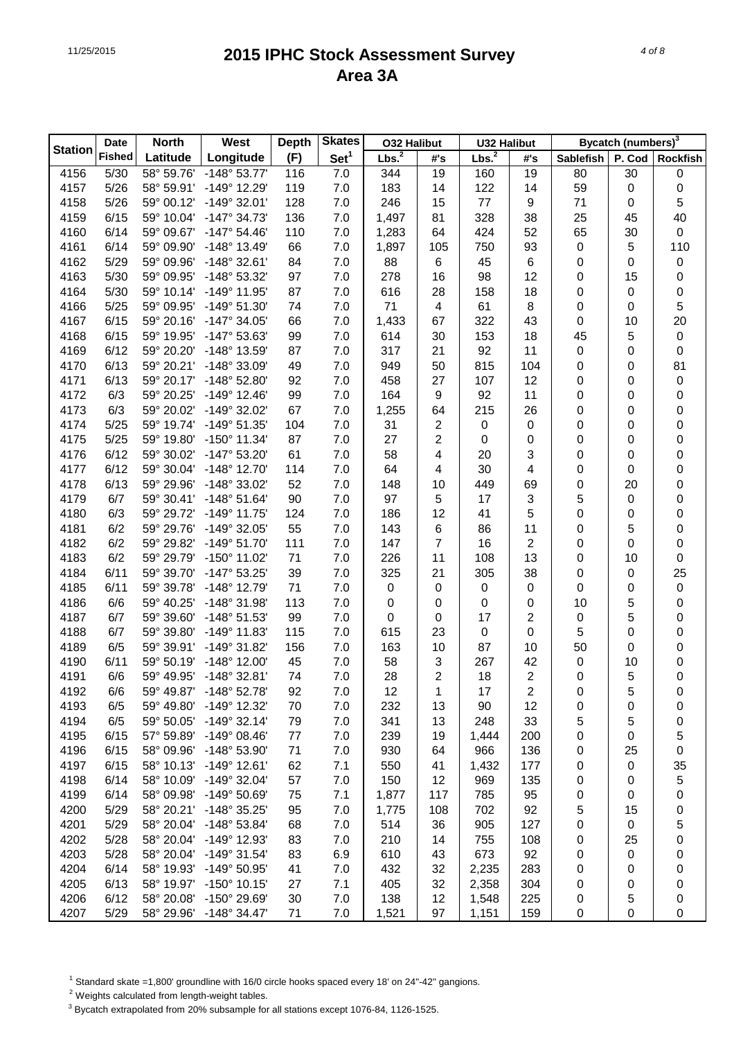# 2015 IPHC Stock Assessment Survey
## Area 3A

| Station | Date Fished | North Latitude | West Longitude | Depth (F) | Skates Set[1] | O32 Halibut Lbs.[2] | O32 Halibut #'s | U32 Halibut Lbs.[2] | U32 Halibut #'s | Bycatch (numbers)[3] Sablefish | P. Cod | Rockfish |
|---|---|---|---|---|---|---|---|---|---|---|---|---|
| 4156 | 5/30 | 58° 59.76' | -148° 53.77' | 116 | 7.0 | 344 | 19 | 160 | 19 | 80 | 30 | 0 |
| 4157 | 5/26 | 58° 59.91' | -149° 12.29' | 119 | 7.0 | 183 | 14 | 122 | 14 | 59 | 0 | 0 |
| 4158 | 5/26 | 59° 00.12' | -149° 32.01' | 128 | 7.0 | 246 | 15 | 77 | 9 | 71 | 0 | 5 |
| 4159 | 6/15 | 59° 10.04' | -147° 34.73' | 136 | 7.0 | 1,497 | 81 | 328 | 38 | 25 | 45 | 40 |
| 4160 | 6/14 | 59° 09.67' | -147° 54.46' | 110 | 7.0 | 1,283 | 64 | 424 | 52 | 65 | 30 | 0 |
| 4161 | 6/14 | 59° 09.90' | -148° 13.49' | 66 | 7.0 | 1,897 | 105 | 750 | 93 | 0 | 5 | 110 |
| 4162 | 5/29 | 59° 09.96' | -148° 32.61' | 84 | 7.0 | 88 | 6 | 45 | 6 | 0 | 0 | 0 |
| 4163 | 5/30 | 59° 09.95' | -148° 53.32' | 97 | 7.0 | 278 | 16 | 98 | 12 | 0 | 15 | 0 |
| 4164 | 5/30 | 59° 10.14' | -149° 11.95' | 87 | 7.0 | 616 | 28 | 158 | 18 | 0 | 0 | 0 |
| 4166 | 5/25 | 59° 09.95' | -149° 51.30' | 74 | 7.0 | 71 | 4 | 61 | 8 | 0 | 0 | 5 |
| 4167 | 6/15 | 59° 20.16' | -147° 34.05' | 66 | 7.0 | 1,433 | 67 | 322 | 43 | 0 | 10 | 20 |
| 4168 | 6/15 | 59° 19.95' | -147° 53.63' | 99 | 7.0 | 614 | 30 | 153 | 18 | 45 | 5 | 0 |
| 4169 | 6/12 | 59° 20.20' | -148° 13.59' | 87 | 7.0 | 317 | 21 | 92 | 11 | 0 | 0 | 0 |
| 4170 | 6/13 | 59° 20.21' | -148° 33.09' | 49 | 7.0 | 949 | 50 | 815 | 104 | 0 | 0 | 81 |
| 4171 | 6/13 | 59° 20.17' | -148° 52.80' | 92 | 7.0 | 458 | 27 | 107 | 12 | 0 | 0 | 0 |
| 4172 | 6/3 | 59° 20.25' | -149° 12.46' | 99 | 7.0 | 164 | 9 | 92 | 11 | 0 | 0 | 0 |
| 4173 | 6/3 | 59° 20.02' | -149° 32.02' | 67 | 7.0 | 1,255 | 64 | 215 | 26 | 0 | 0 | 0 |
| 4174 | 5/25 | 59° 19.74' | -149° 51.35' | 104 | 7.0 | 31 | 2 | 0 | 0 | 0 | 0 | 0 |
| 4175 | 5/25 | 59° 19.80' | -150° 11.34' | 87 | 7.0 | 27 | 2 | 0 | 0 | 0 | 0 | 0 |
| 4176 | 6/12 | 59° 30.02' | -147° 53.20' | 61 | 7.0 | 58 | 4 | 20 | 3 | 0 | 0 | 0 |
| 4177 | 6/12 | 59° 30.04' | -148° 12.70' | 114 | 7.0 | 64 | 4 | 30 | 4 | 0 | 0 | 0 |
| 4178 | 6/13 | 59° 29.96' | -148° 33.02' | 52 | 7.0 | 148 | 10 | 449 | 69 | 0 | 20 | 0 |
| 4179 | 6/7 | 59° 30.41' | -148° 51.64' | 90 | 7.0 | 97 | 5 | 17 | 3 | 5 | 0 | 0 |
| 4180 | 6/3 | 59° 29.72' | -149° 11.75' | 124 | 7.0 | 186 | 12 | 41 | 5 | 0 | 0 | 0 |
| 4181 | 6/2 | 59° 29.76' | -149° 32.05' | 55 | 7.0 | 143 | 6 | 86 | 11 | 0 | 5 | 0 |
| 4182 | 6/2 | 59° 29.82' | -149° 51.70' | 111 | 7.0 | 147 | 7 | 16 | 2 | 0 | 0 | 0 |
| 4183 | 6/2 | 59° 29.79' | -150° 11.02' | 71 | 7.0 | 226 | 11 | 108 | 13 | 0 | 10 | 0 |
| 4184 | 6/11 | 59° 39.70' | -147° 53.25' | 39 | 7.0 | 325 | 21 | 305 | 38 | 0 | 0 | 25 |
| 4185 | 6/11 | 59° 39.78' | -148° 12.79' | 71 | 7.0 | 0 | 0 | 0 | 0 | 0 | 0 | 0 |
| 4186 | 6/6 | 59° 40.25' | -148° 31.98' | 113 | 7.0 | 0 | 0 | 0 | 0 | 10 | 5 | 0 |
| 4187 | 6/7 | 59° 39.60' | -148° 51.53' | 99 | 7.0 | 0 | 0 | 17 | 2 | 0 | 5 | 0 |
| 4188 | 6/7 | 59° 39.80' | -149° 11.83' | 115 | 7.0 | 615 | 23 | 0 | 0 | 5 | 0 | 0 |
| 4189 | 6/5 | 59° 39.91' | -149° 31.82' | 156 | 7.0 | 163 | 10 | 87 | 10 | 50 | 0 | 0 |
| 4190 | 6/11 | 59° 50.19' | -148° 12.00' | 45 | 7.0 | 58 | 3 | 267 | 42 | 0 | 10 | 0 |
| 4191 | 6/6 | 59° 49.95' | -148° 32.81' | 74 | 7.0 | 28 | 2 | 18 | 2 | 0 | 5 | 0 |
| 4192 | 6/6 | 59° 49.87' | -148° 52.78' | 92 | 7.0 | 12 | 1 | 17 | 2 | 0 | 5 | 0 |
| 4193 | 6/5 | 59° 49.80' | -149° 12.32' | 70 | 7.0 | 232 | 13 | 90 | 12 | 0 | 0 | 0 |
| 4194 | 6/5 | 59° 50.05' | -149° 32.14' | 79 | 7.0 | 341 | 13 | 248 | 33 | 5 | 5 | 0 |
| 4195 | 6/15 | 57° 59.89' | -149° 08.46' | 77 | 7.0 | 239 | 19 | 1,444 | 200 | 0 | 0 | 5 |
| 4196 | 6/15 | 58° 09.96' | -148° 53.90' | 71 | 7.0 | 930 | 64 | 966 | 136 | 0 | 25 | 0 |
| 4197 | 6/15 | 58° 10.13' | -149° 12.61' | 62 | 7.1 | 550 | 41 | 1,432 | 177 | 0 | 0 | 35 |
| 4198 | 6/14 | 58° 10.09' | -149° 32.04' | 57 | 7.0 | 150 | 12 | 969 | 135 | 0 | 0 | 5 |
| 4199 | 6/14 | 58° 09.98' | -149° 50.69' | 75 | 7.1 | 1,877 | 117 | 785 | 95 | 0 | 0 | 0 |
| 4200 | 5/29 | 58° 20.21' | -148° 35.25' | 95 | 7.0 | 1,775 | 108 | 702 | 92 | 5 | 15 | 0 |
| 4201 | 5/29 | 58° 20.04' | -148° 53.84' | 68 | 7.0 | 514 | 36 | 905 | 127 | 0 | 0 | 5 |
| 4202 | 5/28 | 58° 20.04' | -149° 12.93' | 83 | 7.0 | 210 | 14 | 755 | 108 | 0 | 25 | 0 |
| 4203 | 5/28 | 58° 20.04' | -149° 31.54' | 83 | 6.9 | 610 | 43 | 673 | 92 | 0 | 0 | 0 |
| 4204 | 6/14 | 58° 19.93' | -149° 50.95' | 41 | 7.0 | 432 | 32 | 2,235 | 283 | 0 | 0 | 0 |
| 4205 | 6/13 | 58° 19.97' | -150° 10.15' | 27 | 7.1 | 405 | 32 | 2,358 | 304 | 0 | 0 | 0 |
| 4206 | 6/12 | 58° 20.08' | -150° 29.69' | 30 | 7.0 | 138 | 12 | 1,548 | 225 | 0 | 5 | 0 |
| 4207 | 5/29 | 58° 29.96' | -148° 34.47' | 71 | 7.0 | 1,521 | 97 | 1,151 | 159 | 0 | 0 | 0 |

[1] Standard skate =1,800' groundline with 16/0 circle hooks spaced every 18' on 24"-42" gangions.

[2] Weights calculated from length-weight tables.

[3] Bycatch extrapolated from 20% subsample for all stations except 1076-84, 1126-1525.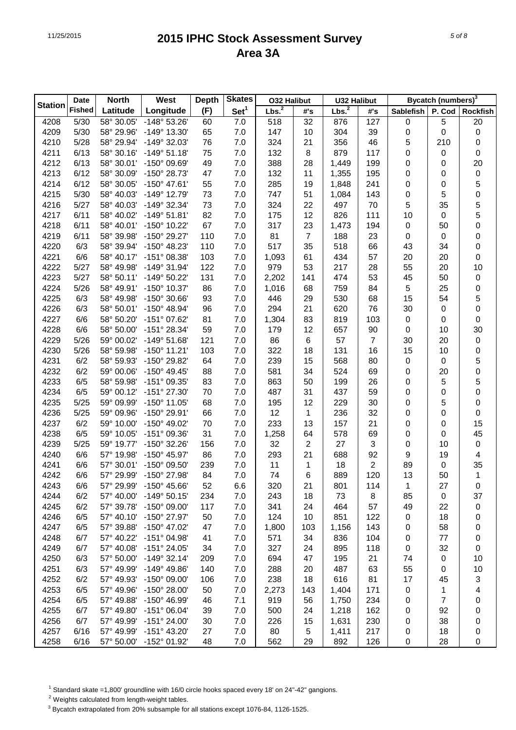# 2015 IPHC Stock Assessment Survey
# Area 3A

| Station | Date Fished | North Latitude | West Longitude | Depth (F) | Skates Set[1] | O32 Halibut | | U32 Halibut | | Bycatch (numbers)[3] | | |
|---|---|---|---|---|---|---|---|---|---|---|---|---|
| | | | | | | Lbs.[2] | #'s | Lbs.[2] | #'s | Sablefish | P. Cod | Rockfish |
| 4208 | 5/30 | 58° 30.05' | -148° 53.26' | 60 | 7.0 | 518 | 32 | 876 | 127 | 0 | 5 | 20 |
| 4209 | 5/30 | 58° 29.96' | -149° 13.30' | 65 | 7.0 | 147 | 10 | 304 | 39 | 0 | 0 | 0 |
| 4210 | 5/28 | 58° 29.94' | -149° 32.03' | 76 | 7.0 | 324 | 21 | 356 | 46 | 5 | 210 | 0 |
| 4211 | 6/13 | 58° 30.16' | -149° 51.18' | 75 | 7.0 | 132 | 8 | 879 | 117 | 0 | 0 | 0 |
| 4212 | 6/13 | 58° 30.01' | -150° 09.69' | 49 | 7.0 | 388 | 28 | 1,449 | 199 | 0 | 0 | 20 |
| 4213 | 6/12 | 58° 30.09' | -150° 28.73' | 47 | 7.0 | 132 | 11 | 1,355 | 195 | 0 | 0 | 0 |
| 4214 | 6/12 | 58° 30.05' | -150° 47.61' | 55 | 7.0 | 285 | 19 | 1,848 | 241 | 0 | 0 | 5 |
| 4215 | 5/30 | 58° 40.03' | -149° 12.79' | 73 | 7.0 | 747 | 51 | 1,084 | 143 | 0 | 5 | 0 |
| 4216 | 5/27 | 58° 40.03' | -149° 32.34' | 73 | 7.0 | 324 | 22 | 497 | 70 | 5 | 35 | 5 |
| 4217 | 6/11 | 58° 40.02' | -149° 51.81' | 82 | 7.0 | 175 | 12 | 826 | 111 | 10 | 0 | 5 |
| 4218 | 6/11 | 58° 40.01' | -150° 10.22' | 67 | 7.0 | 317 | 23 | 1,473 | 194 | 0 | 50 | 0 |
| 4219 | 6/11 | 58° 39.98' | -150° 29.27' | 110 | 7.0 | 81 | 7 | 188 | 23 | 0 | 0 | 0 |
| 4220 | 6/3 | 58° 39.94' | -150° 48.23' | 110 | 7.0 | 517 | 35 | 518 | 66 | 43 | 34 | 0 |
| 4221 | 6/6 | 58° 40.17' | -151° 08.38' | 103 | 7.0 | 1,093 | 61 | 434 | 57 | 20 | 20 | 0 |
| 4222 | 5/27 | 58° 49.98' | -149° 31.94' | 122 | 7.0 | 979 | 53 | 217 | 28 | 55 | 20 | 10 |
| 4223 | 5/27 | 58° 50.11' | -149° 50.22' | 131 | 7.0 | 2,202 | 141 | 474 | 53 | 45 | 50 | 0 |
| 4224 | 5/26 | 58° 49.91' | -150° 10.37' | 86 | 7.0 | 1,016 | 68 | 759 | 84 | 5 | 25 | 0 |
| 4225 | 6/3 | 58° 49.98' | -150° 30.66' | 93 | 7.0 | 446 | 29 | 530 | 68 | 15 | 54 | 5 |
| 4226 | 6/3 | 58° 50.01' | -150° 48.94' | 96 | 7.0 | 294 | 21 | 620 | 76 | 30 | 0 | 0 |
| 4227 | 6/6 | 58° 50.20' | -151° 07.62' | 81 | 7.0 | 1,304 | 83 | 819 | 103 | 0 | 0 | 0 |
| 4228 | 6/6 | 58° 50.00' | -151° 28.34' | 59 | 7.0 | 179 | 12 | 657 | 90 | 0 | 10 | 30 |
| 4229 | 5/26 | 59° 00.02' | -149° 51.68' | 121 | 7.0 | 86 | 6 | 57 | 7 | 30 | 20 | 0 |
| 4230 | 5/26 | 58° 59.98' | -150° 11.21' | 103 | 7.0 | 322 | 18 | 131 | 16 | 15 | 10 | 0 |
| 4231 | 6/2 | 58° 59.93' | -150° 29.82' | 64 | 7.0 | 239 | 15 | 568 | 80 | 0 | 0 | 5 |
| 4232 | 6/2 | 59° 00.06' | -150° 49.45' | 88 | 7.0 | 581 | 34 | 524 | 69 | 0 | 20 | 0 |
| 4233 | 6/5 | 58° 59.98' | -151° 09.35' | 83 | 7.0 | 863 | 50 | 199 | 26 | 0 | 5 | 5 |
| 4234 | 6/5 | 59° 00.12' | -151° 27.30' | 70 | 7.0 | 487 | 31 | 437 | 59 | 0 | 0 | 0 |
| 4235 | 5/25 | 59° 09.99' | -150° 11.05' | 68 | 7.0 | 195 | 12 | 229 | 30 | 0 | 5 | 0 |
| 4236 | 5/25 | 59° 09.96' | -150° 29.91' | 66 | 7.0 | 12 | 1 | 236 | 32 | 0 | 0 | 0 |
| 4237 | 6/2 | 59° 10.00' | -150° 49.02' | 70 | 7.0 | 233 | 13 | 157 | 21 | 0 | 0 | 15 |
| 4238 | 6/5 | 59° 10.05' | -151° 09.36' | 31 | 7.0 | 1,258 | 64 | 578 | 69 | 0 | 0 | 45 |
| 4239 | 5/25 | 59° 19.77' | -150° 32.26' | 156 | 7.0 | 32 | 2 | 27 | 3 | 0 | 10 | 0 |
| 4240 | 6/6 | 57° 19.98' | -150° 45.97' | 86 | 7.0 | 293 | 21 | 688 | 92 | 9 | 19 | 4 |
| 4241 | 6/6 | 57° 30.01' | -150° 09.50' | 239 | 7.0 | 11 | 1 | 18 | 2 | 89 | 0 | 35 |
| 4242 | 6/6 | 57° 29.99' | -150° 27.98' | 84 | 7.0 | 74 | 6 | 889 | 120 | 13 | 50 | 1 |
| 4243 | 6/6 | 57° 29.99' | -150° 45.66' | 52 | 6.6 | 320 | 21 | 801 | 114 | 1 | 27 | 0 |
| 4244 | 6/2 | 57° 40.00' | -149° 50.15' | 234 | 7.0 | 243 | 18 | 73 | 8 | 85 | 0 | 37 |
| 4245 | 6/2 | 57° 39.78' | -150° 09.00' | 117 | 7.0 | 341 | 24 | 464 | 57 | 49 | 22 | 0 |
| 4246 | 6/5 | 57° 40.10' | -150° 27.97' | 50 | 7.0 | 124 | 10 | 851 | 122 | 0 | 18 | 0 |
| 4247 | 6/5 | 57° 39.88' | -150° 47.02' | 47 | 7.0 | 1,800 | 103 | 1,156 | 143 | 0 | 58 | 0 |
| 4248 | 6/7 | 57° 40.22' | -151° 04.98' | 41 | 7.0 | 571 | 34 | 836 | 104 | 0 | 77 | 0 |
| 4249 | 6/7 | 57° 40.08' | -151° 24.05' | 34 | 7.0 | 327 | 24 | 895 | 118 | 0 | 32 | 0 |
| 4250 | 6/3 | 57° 50.00' | -149° 32.14' | 209 | 7.0 | 694 | 47 | 195 | 21 | 74 | 0 | 10 |
| 4251 | 6/3 | 57° 49.99' | -149° 49.86' | 140 | 7.0 | 288 | 20 | 487 | 63 | 55 | 0 | 10 |
| 4252 | 6/2 | 57° 49.93' | -150° 09.00' | 106 | 7.0 | 238 | 18 | 616 | 81 | 17 | 45 | 3 |
| 4253 | 6/5 | 57° 49.96' | -150° 28.00' | 50 | 7.0 | 2,273 | 143 | 1,404 | 171 | 0 | 1 | 4 |
| 4254 | 6/5 | 57° 49.88' | -150° 46.99' | 46 | 7.1 | 919 | 56 | 1,750 | 234 | 0 | 7 | 0 |
| 4255 | 6/7 | 57° 49.80' | -151° 06.04' | 39 | 7.0 | 500 | 24 | 1,218 | 162 | 0 | 92 | 0 |
| 4256 | 6/7 | 57° 49.99' | -151° 24.00' | 30 | 7.0 | 226 | 15 | 1,631 | 230 | 0 | 38 | 0 |
| 4257 | 6/16 | 57° 49.99' | -151° 43.20' | 27 | 7.0 | 80 | 5 | 1,411 | 217 | 0 | 18 | 0 |
| 4258 | 6/16 | 57° 50.00' | -152° 01.92' | 48 | 7.0 | 562 | 29 | 892 | 126 | 0 | 28 | 0 |

[1] Standard skate =1,800' groundline with 16/0 circle hooks spaced every 18' on 24"-42" gangions.

[2] Weights calculated from length-weight tables.

[3] Bycatch extrapolated from 20% subsample for all stations except 1076-84, 1126-1525.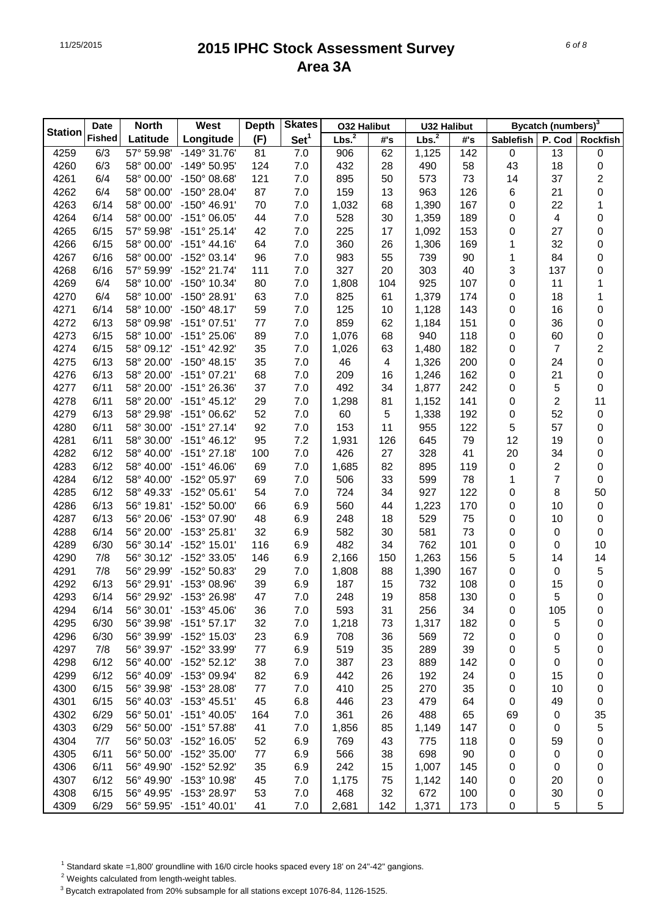# 2015 IPHC Stock Assessment Survey
## Area 3A

| Station | Date Fished | North Latitude | West Longitude | Depth (F) | Skates Set[1] | O32 Halibut Lbs.[2] | O32 Halibut #'s | U32 Halibut Lbs.[2] | U32 Halibut #'s | Bycatch (numbers)[3] Sablefish | P. Cod | Rockfish |
|---|---|---|---|---|---|---|---|---|---|---|---|---|
| 4259 | 6/3 | 57° 59.98' | -149° 31.76' | 81 | 7.0 | 906 | 62 | 1,125 | 142 | 0 | 13 | 0 |
| 4260 | 6/3 | 58° 00.00' | -149° 50.95' | 124 | 7.0 | 432 | 28 | 490 | 58 | 43 | 18 | 0 |
| 4261 | 6/4 | 58° 00.00' | -150° 08.68' | 121 | 7.0 | 895 | 50 | 573 | 73 | 14 | 37 | 2 |
| 4262 | 6/4 | 58° 00.00' | -150° 28.04' | 87 | 7.0 | 159 | 13 | 963 | 126 | 6 | 21 | 0 |
| 4263 | 6/14 | 58° 00.00' | -150° 46.91' | 70 | 7.0 | 1,032 | 68 | 1,390 | 167 | 0 | 22 | 1 |
| 4264 | 6/14 | 58° 00.00' | -151° 06.05' | 44 | 7.0 | 528 | 30 | 1,359 | 189 | 0 | 4 | 0 |
| 4265 | 6/15 | 57° 59.98' | -151° 25.14' | 42 | 7.0 | 225 | 17 | 1,092 | 153 | 0 | 27 | 0 |
| 4266 | 6/15 | 58° 00.00' | -151° 44.16' | 64 | 7.0 | 360 | 26 | 1,306 | 169 | 1 | 32 | 0 |
| 4267 | 6/16 | 58° 00.00' | -152° 03.14' | 96 | 7.0 | 983 | 55 | 739 | 90 | 1 | 84 | 0 |
| 4268 | 6/16 | 57° 59.99' | -152° 21.74' | 111 | 7.0 | 327 | 20 | 303 | 40 | 3 | 137 | 0 |
| 4269 | 6/4 | 58° 10.00' | -150° 10.34' | 80 | 7.0 | 1,808 | 104 | 925 | 107 | 0 | 11 | 1 |
| 4270 | 6/4 | 58° 10.00' | -150° 28.91' | 63 | 7.0 | 825 | 61 | 1,379 | 174 | 0 | 18 | 1 |
| 4271 | 6/14 | 58° 10.00' | -150° 48.17' | 59 | 7.0 | 125 | 10 | 1,128 | 143 | 0 | 16 | 0 |
| 4272 | 6/13 | 58° 09.98' | -151° 07.51' | 77 | 7.0 | 859 | 62 | 1,184 | 151 | 0 | 36 | 0 |
| 4273 | 6/15 | 58° 10.00' | -151° 25.06' | 89 | 7.0 | 1,076 | 68 | 940 | 118 | 0 | 60 | 0 |
| 4274 | 6/15 | 58° 09.12' | -151° 42.92' | 35 | 7.0 | 1,026 | 63 | 1,480 | 182 | 0 | 7 | 2 |
| 4275 | 6/13 | 58° 20.00' | -150° 48.15' | 35 | 7.0 | 46 | 4 | 1,326 | 200 | 0 | 24 | 0 |
| 4276 | 6/13 | 58° 20.00' | -151° 07.21' | 68 | 7.0 | 209 | 16 | 1,246 | 162 | 0 | 21 | 0 |
| 4277 | 6/11 | 58° 20.00' | -151° 26.36' | 37 | 7.0 | 492 | 34 | 1,877 | 242 | 0 | 5 | 0 |
| 4278 | 6/11 | 58° 20.00' | -151° 45.12' | 29 | 7.0 | 1,298 | 81 | 1,152 | 141 | 0 | 2 | 11 |
| 4279 | 6/13 | 58° 29.98' | -151° 06.62' | 52 | 7.0 | 60 | 5 | 1,338 | 192 | 0 | 52 | 0 |
| 4280 | 6/11 | 58° 30.00' | -151° 27.14' | 92 | 7.0 | 153 | 11 | 955 | 122 | 5 | 57 | 0 |
| 4281 | 6/11 | 58° 30.00' | -151° 46.12' | 95 | 7.2 | 1,931 | 126 | 645 | 79 | 12 | 19 | 0 |
| 4282 | 6/12 | 58° 40.00' | -151° 27.18' | 100 | 7.0 | 426 | 27 | 328 | 41 | 20 | 34 | 0 |
| 4283 | 6/12 | 58° 40.00' | -151° 46.06' | 69 | 7.0 | 1,685 | 82 | 895 | 119 | 0 | 2 | 0 |
| 4284 | 6/12 | 58° 40.00' | -152° 05.97' | 69 | 7.0 | 506 | 33 | 599 | 78 | 1 | 7 | 0 |
| 4285 | 6/12 | 58° 49.33' | -152° 05.61' | 54 | 7.0 | 724 | 34 | 927 | 122 | 0 | 8 | 50 |
| 4286 | 6/13 | 56° 19.81' | -152° 50.00' | 66 | 6.9 | 560 | 44 | 1,223 | 170 | 0 | 10 | 0 |
| 4287 | 6/13 | 56° 20.06' | -153° 07.90' | 48 | 6.9 | 248 | 18 | 529 | 75 | 0 | 10 | 0 |
| 4288 | 6/14 | 56° 20.00' | -153° 25.81' | 32 | 6.9 | 582 | 30 | 581 | 73 | 0 | 0 | 0 |
| 4289 | 6/30 | 56° 30.14' | -152° 15.01' | 116 | 6.9 | 482 | 34 | 762 | 101 | 0 | 0 | 10 |
| 4290 | 7/8 | 56° 30.12' | -152° 33.05' | 146 | 6.9 | 2,166 | 150 | 1,263 | 156 | 5 | 14 | 14 |
| 4291 | 7/8 | 56° 29.99' | -152° 50.83' | 29 | 7.0 | 1,808 | 88 | 1,390 | 167 | 0 | 0 | 5 |
| 4292 | 6/13 | 56° 29.91' | -153° 08.96' | 39 | 6.9 | 187 | 15 | 732 | 108 | 0 | 15 | 0 |
| 4293 | 6/14 | 56° 29.92' | -153° 26.98' | 47 | 7.0 | 248 | 19 | 858 | 130 | 0 | 5 | 0 |
| 4294 | 6/14 | 56° 30.01' | -153° 45.06' | 36 | 7.0 | 593 | 31 | 256 | 34 | 0 | 105 | 0 |
| 4295 | 6/30 | 56° 39.98' | -151° 57.17' | 32 | 7.0 | 1,218 | 73 | 1,317 | 182 | 0 | 5 | 0 |
| 4296 | 6/30 | 56° 39.99' | -152° 15.03' | 23 | 6.9 | 708 | 36 | 569 | 72 | 0 | 0 | 0 |
| 4297 | 7/8 | 56° 39.97' | -152° 33.99' | 77 | 6.9 | 519 | 35 | 289 | 39 | 0 | 5 | 0 |
| 4298 | 6/12 | 56° 40.00' | -152° 52.12' | 38 | 7.0 | 387 | 23 | 889 | 142 | 0 | 0 | 0 |
| 4299 | 6/12 | 56° 40.09' | -153° 09.94' | 82 | 6.9 | 442 | 26 | 192 | 24 | 0 | 15 | 0 |
| 4300 | 6/15 | 56° 39.98' | -153° 28.08' | 77 | 7.0 | 410 | 25 | 270 | 35 | 0 | 10 | 0 |
| 4301 | 6/15 | 56° 40.03' | -153° 45.51' | 45 | 6.8 | 446 | 23 | 479 | 64 | 0 | 49 | 0 |
| 4302 | 6/29 | 56° 50.01' | -151° 40.05' | 164 | 7.0 | 361 | 26 | 488 | 65 | 69 | 0 | 35 |
| 4303 | 6/29 | 56° 50.00' | -151° 57.88' | 41 | 7.0 | 1,856 | 85 | 1,149 | 147 | 0 | 0 | 5 |
| 4304 | 7/7 | 56° 50.03' | -152° 16.05' | 52 | 6.9 | 769 | 43 | 775 | 118 | 0 | 59 | 0 |
| 4305 | 6/11 | 56° 50.00' | -152° 35.00' | 77 | 6.9 | 566 | 38 | 698 | 90 | 0 | 0 | 0 |
| 4306 | 6/11 | 56° 49.90' | -152° 52.92' | 35 | 6.9 | 242 | 15 | 1,007 | 145 | 0 | 0 | 0 |
| 4307 | 6/12 | 56° 49.90' | -153° 10.98' | 45 | 7.0 | 1,175 | 75 | 1,142 | 140 | 0 | 20 | 0 |
| 4308 | 6/15 | 56° 49.95' | -153° 28.97' | 53 | 7.0 | 468 | 32 | 672 | 100 | 0 | 30 | 0 |
| 4309 | 6/29 | 56° 59.95' | -151° 40.01' | 41 | 7.0 | 2,681 | 142 | 1,371 | 173 | 0 | 5 | 5 |

[1] Standard skate =1,800' groundline with 16/0 circle hooks spaced every 18' on 24"-42" gangions.

[2] Weights calculated from length-weight tables.

[3] Bycatch extrapolated from 20% subsample for all stations except 1076-84, 1126-1525.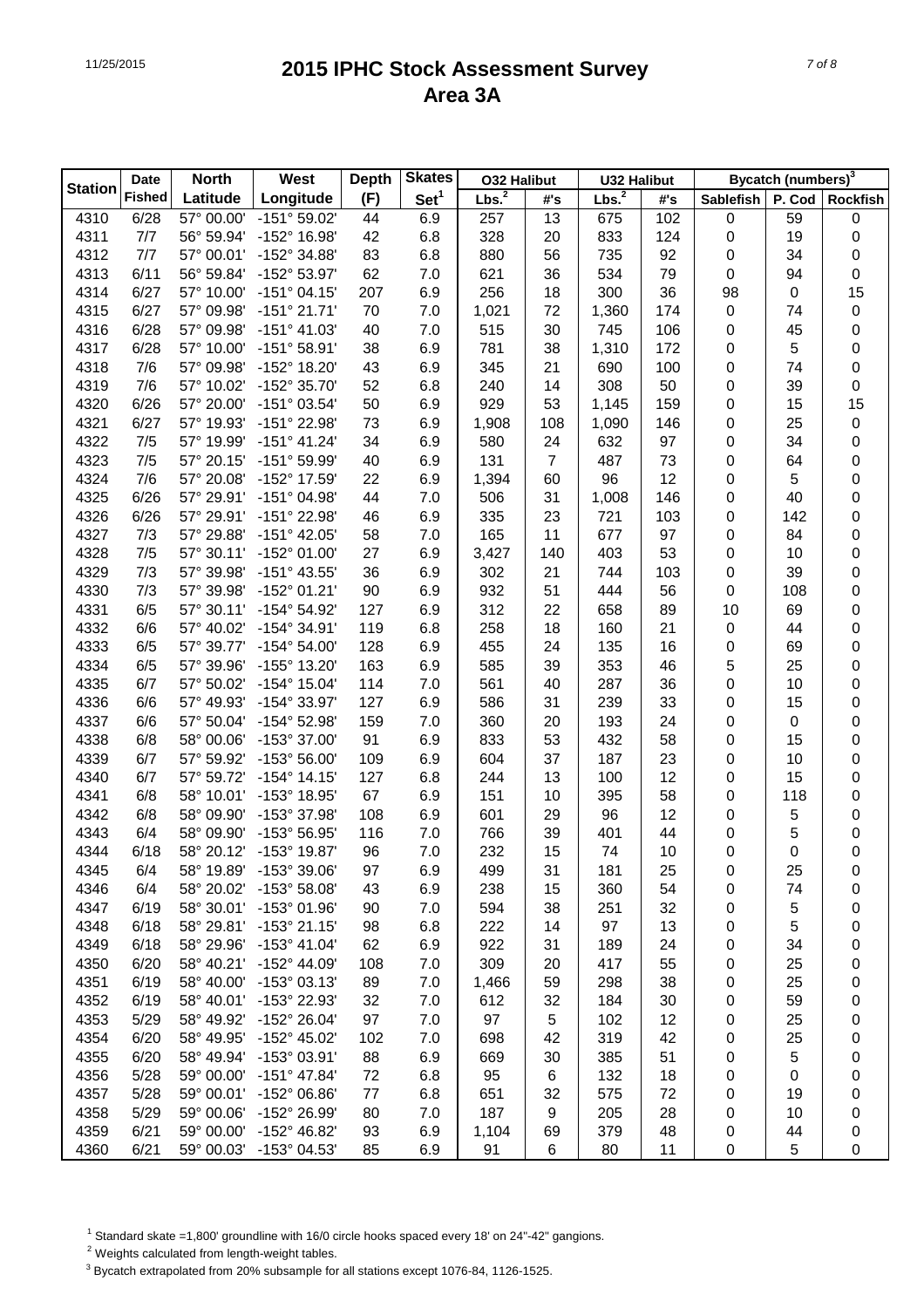# 2015 IPHC Stock Assessment Survey
## Area 3A

| Station | Date Fished | North Latitude | West Longitude | Depth (F) | Skates Set[1] | O32 Halibut Lbs.[2] | O32 Halibut #'s | U32 Halibut Lbs.[2] | U32 Halibut #'s | Bycatch (numbers)[3] Sablefish | P. Cod | Rockfish |
|---|---|---|---|---|---|---|---|---|---|---|---|---|
| 4310 | 6/28 | 57° 00.00' | -151° 59.02' | 44 | 6.9 | 257 | 13 | 675 | 102 | 0 | 59 | 0 |
| 4311 | 7/7 | 56° 59.94' | -152° 16.98' | 42 | 6.8 | 328 | 20 | 833 | 124 | 0 | 19 | 0 |
| 4312 | 7/7 | 57° 00.01' | -152° 34.88' | 83 | 6.8 | 880 | 56 | 735 | 92 | 0 | 34 | 0 |
| 4313 | 6/11 | 56° 59.84' | -152° 53.97' | 62 | 7.0 | 621 | 36 | 534 | 79 | 0 | 94 | 0 |
| 4314 | 6/27 | 57° 10.00' | -151° 04.15' | 207 | 6.9 | 256 | 18 | 300 | 36 | 98 | 0 | 15 |
| 4315 | 6/27 | 57° 09.98' | -151° 21.71' | 70 | 7.0 | 1,021 | 72 | 1,360 | 174 | 0 | 74 | 0 |
| 4316 | 6/28 | 57° 09.98' | -151° 41.03' | 40 | 7.0 | 515 | 30 | 745 | 106 | 0 | 45 | 0 |
| 4317 | 6/28 | 57° 10.00' | -151° 58.91' | 38 | 6.9 | 781 | 38 | 1,310 | 172 | 0 | 5 | 0 |
| 4318 | 7/6 | 57° 09.98' | -152° 18.20' | 43 | 6.9 | 345 | 21 | 690 | 100 | 0 | 74 | 0 |
| 4319 | 7/6 | 57° 10.02' | -152° 35.70' | 52 | 6.8 | 240 | 14 | 308 | 50 | 0 | 39 | 0 |
| 4320 | 6/26 | 57° 20.00' | -151° 03.54' | 50 | 6.9 | 929 | 53 | 1,145 | 159 | 0 | 15 | 15 |
| 4321 | 6/27 | 57° 19.93' | -151° 22.98' | 73 | 6.9 | 1,908 | 108 | 1,090 | 146 | 0 | 25 | 0 |
| 4322 | 7/5 | 57° 19.99' | -151° 41.24' | 34 | 6.9 | 580 | 24 | 632 | 97 | 0 | 34 | 0 |
| 4323 | 7/5 | 57° 20.15' | -151° 59.99' | 40 | 6.9 | 131 | 7 | 487 | 73 | 0 | 64 | 0 |
| 4324 | 7/6 | 57° 20.08' | -152° 17.59' | 22 | 6.9 | 1,394 | 60 | 96 | 12 | 0 | 5 | 0 |
| 4325 | 6/26 | 57° 29.91' | -151° 04.98' | 44 | 7.0 | 506 | 31 | 1,008 | 146 | 0 | 40 | 0 |
| 4326 | 6/26 | 57° 29.91' | -151° 22.98' | 46 | 6.9 | 335 | 23 | 721 | 103 | 0 | 142 | 0 |
| 4327 | 7/3 | 57° 29.88' | -151° 42.05' | 58 | 7.0 | 165 | 11 | 677 | 97 | 0 | 84 | 0 |
| 4328 | 7/5 | 57° 30.11' | -152° 01.00' | 27 | 6.9 | 3,427 | 140 | 403 | 53 | 0 | 10 | 0 |
| 4329 | 7/3 | 57° 39.98' | -151° 43.55' | 36 | 6.9 | 302 | 21 | 744 | 103 | 0 | 39 | 0 |
| 4330 | 7/3 | 57° 39.98' | -152° 01.21' | 90 | 6.9 | 932 | 51 | 444 | 56 | 0 | 108 | 0 |
| 4331 | 6/5 | 57° 30.11' | -154° 54.92' | 127 | 6.9 | 312 | 22 | 658 | 89 | 10 | 69 | 0 |
| 4332 | 6/6 | 57° 40.02' | -154° 34.91' | 119 | 6.8 | 258 | 18 | 160 | 21 | 0 | 44 | 0 |
| 4333 | 6/5 | 57° 39.77' | -154° 54.00' | 128 | 6.9 | 455 | 24 | 135 | 16 | 0 | 69 | 0 |
| 4334 | 6/5 | 57° 39.96' | -155° 13.20' | 163 | 6.9 | 585 | 39 | 353 | 46 | 5 | 25 | 0 |
| 4335 | 6/7 | 57° 50.02' | -154° 15.04' | 114 | 7.0 | 561 | 40 | 287 | 36 | 0 | 10 | 0 |
| 4336 | 6/6 | 57° 49.93' | -154° 33.97' | 127 | 6.9 | 586 | 31 | 239 | 33 | 0 | 15 | 0 |
| 4337 | 6/6 | 57° 50.04' | -154° 52.98' | 159 | 7.0 | 360 | 20 | 193 | 24 | 0 | 0 | 0 |
| 4338 | 6/8 | 58° 00.06' | -153° 37.00' | 91 | 6.9 | 833 | 53 | 432 | 58 | 0 | 15 | 0 |
| 4339 | 6/7 | 57° 59.92' | -153° 56.00' | 109 | 6.9 | 604 | 37 | 187 | 23 | 0 | 10 | 0 |
| 4340 | 6/7 | 57° 59.72' | -154° 14.15' | 127 | 6.8 | 244 | 13 | 100 | 12 | 0 | 15 | 0 |
| 4341 | 6/8 | 58° 10.01' | -153° 18.95' | 67 | 6.9 | 151 | 10 | 395 | 58 | 0 | 118 | 0 |
| 4342 | 6/8 | 58° 09.90' | -153° 37.98' | 108 | 6.9 | 601 | 29 | 96 | 12 | 0 | 5 | 0 |
| 4343 | 6/4 | 58° 09.90' | -153° 56.95' | 116 | 7.0 | 766 | 39 | 401 | 44 | 0 | 5 | 0 |
| 4344 | 6/18 | 58° 20.12' | -153° 19.87' | 96 | 7.0 | 232 | 15 | 74 | 10 | 0 | 0 | 0 |
| 4345 | 6/4 | 58° 19.89' | -153° 39.06' | 97 | 6.9 | 499 | 31 | 181 | 25 | 0 | 25 | 0 |
| 4346 | 6/4 | 58° 20.02' | -153° 58.08' | 43 | 6.9 | 238 | 15 | 360 | 54 | 0 | 74 | 0 |
| 4347 | 6/19 | 58° 30.01' | -153° 01.96' | 90 | 7.0 | 594 | 38 | 251 | 32 | 0 | 5 | 0 |
| 4348 | 6/18 | 58° 29.81' | -153° 21.15' | 98 | 6.8 | 222 | 14 | 97 | 13 | 0 | 5 | 0 |
| 4349 | 6/18 | 58° 29.96' | -153° 41.04' | 62 | 6.9 | 922 | 31 | 189 | 24 | 0 | 34 | 0 |
| 4350 | 6/20 | 58° 40.21' | -152° 44.09' | 108 | 7.0 | 309 | 20 | 417 | 55 | 0 | 25 | 0 |
| 4351 | 6/19 | 58° 40.00' | -153° 03.13' | 89 | 7.0 | 1,466 | 59 | 298 | 38 | 0 | 25 | 0 |
| 4352 | 6/19 | 58° 40.01' | -153° 22.93' | 32 | 7.0 | 612 | 32 | 184 | 30 | 0 | 59 | 0 |
| 4353 | 5/29 | 58° 49.92' | -152° 26.04' | 97 | 7.0 | 97 | 5 | 102 | 12 | 0 | 25 | 0 |
| 4354 | 6/20 | 58° 49.95' | -152° 45.02' | 102 | 7.0 | 698 | 42 | 319 | 42 | 0 | 25 | 0 |
| 4355 | 6/20 | 58° 49.94' | -153° 03.91' | 88 | 6.9 | 669 | 30 | 385 | 51 | 0 | 5 | 0 |
| 4356 | 5/28 | 59° 00.00' | -151° 47.84' | 72 | 6.8 | 95 | 6 | 132 | 18 | 0 | 0 | 0 |
| 4357 | 5/28 | 59° 00.01' | -152° 06.86' | 77 | 6.8 | 651 | 32 | 575 | 72 | 0 | 19 | 0 |
| 4358 | 5/29 | 59° 00.06' | -152° 26.99' | 80 | 7.0 | 187 | 9 | 205 | 28 | 0 | 10 | 0 |
| 4359 | 6/21 | 59° 00.00' | -152° 46.82' | 93 | 6.9 | 1,104 | 69 | 379 | 48 | 0 | 44 | 0 |
| 4360 | 6/21 | 59° 00.03' | -153° 04.53' | 85 | 6.9 | 91 | 6 | 80 | 11 | 0 | 5 | 0 |

[1] Standard skate =1,800' groundline with 16/0 circle hooks spaced every 18' on 24"-42" gangions.

[2] Weights calculated from length-weight tables.

[3] Bycatch extrapolated from 20% subsample for all stations except 1076-84, 1126-1525.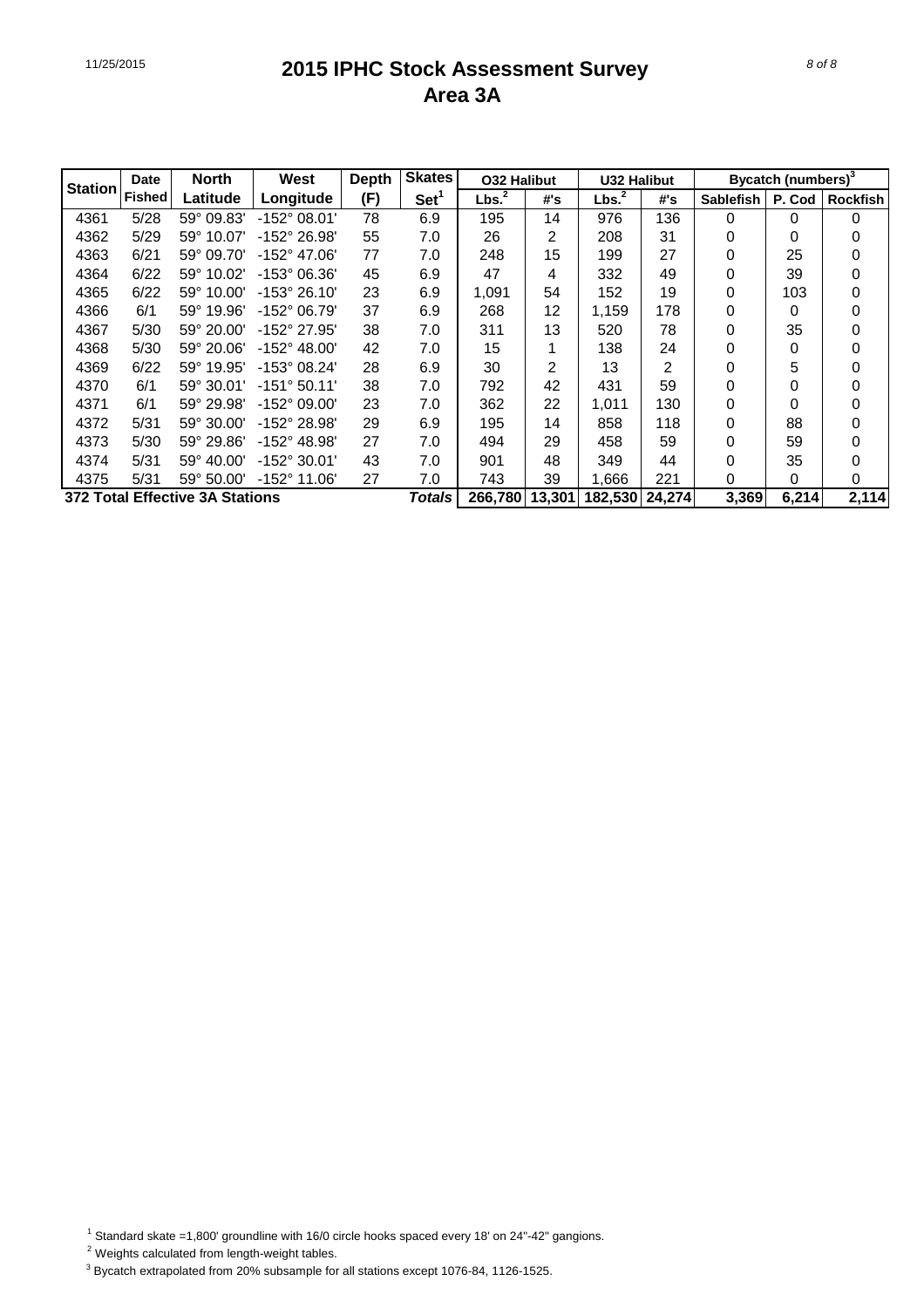# 2015 IPHC Stock Assessment Survey
## Area 3A

| Station | Date Fished | North Latitude | West Longitude | Depth (F) | Skates Set[1] | O32 Halibut | | U32 Halibut | | Bycatch (numbers)[3] | | |
|---|---|---|---|---|---|---|---|---|---|---|---|---|
| | | | | | | Lbs.[2] | #'s | Lbs.[2] | #'s | Sablefish | P. Cod | Rockfish |
| 4361 | 5/28 | 59° 09.83' | -152° 08.01' | 78 | 6.9 | 195 | 14 | 976 | 136 | 0 | 0 | 0 |
| 4362 | 5/29 | 59° 10.07' | -152° 26.98' | 55 | 7.0 | 26 | 2 | 208 | 31 | 0 | 0 | 0 |
| 4363 | 6/21 | 59° 09.70' | -152° 47.06' | 77 | 7.0 | 248 | 15 | 199 | 27 | 0 | 25 | 0 |
| 4364 | 6/22 | 59° 10.02' | -153° 06.36' | 45 | 6.9 | 47 | 4 | 332 | 49 | 0 | 39 | 0 |
| 4365 | 6/22 | 59° 10.00' | -153° 26.10' | 23 | 6.9 | 1,091 | 54 | 152 | 19 | 0 | 103 | 0 |
| 4366 | 6/1 | 59° 19.96' | -152° 06.79' | 37 | 6.9 | 268 | 12 | 1,159 | 178 | 0 | 0 | 0 |
| 4367 | 5/30 | 59° 20.00' | -152° 27.95' | 38 | 7.0 | 311 | 13 | 520 | 78 | 0 | 35 | 0 |
| 4368 | 5/30 | 59° 20.06' | -152° 48.00' | 42 | 7.0 | 15 | 1 | 138 | 24 | 0 | 0 | 0 |
| 4369 | 6/22 | 59° 19.95' | -153° 08.24' | 28 | 6.9 | 30 | 2 | 13 | 2 | 0 | 5 | 0 |
| 4370 | 6/1 | 59° 30.01' | -151° 50.11' | 38 | 7.0 | 792 | 42 | 431 | 59 | 0 | 0 | 0 |
| 4371 | 6/1 | 59° 29.98' | -152° 09.00' | 23 | 7.0 | 362 | 22 | 1,011 | 130 | 0 | 0 | 0 |
| 4372 | 5/31 | 59° 30.00' | -152° 28.98' | 29 | 6.9 | 195 | 14 | 858 | 118 | 0 | 88 | 0 |
| 4373 | 5/30 | 59° 29.86' | -152° 48.98' | 27 | 7.0 | 494 | 29 | 458 | 59 | 0 | 59 | 0 |
| 4374 | 5/31 | 59° 40.00' | -152° 30.01' | 43 | 7.0 | 901 | 48 | 349 | 44 | 0 | 35 | 0 |
| 4375 | 5/31 | 59° 50.00' | -152° 11.06' | 27 | 7.0 | 743 | 39 | 1,666 | 221 | 0 | 0 | 0 |
| **372 Total Effective 3A Stations** | | | | | ***Totals*** | **266,780** | **13,301** | **182,530** | **24,274** | **3,369** | **6,214** | **2,114** |

[1] Standard skate =1,800' groundline with 16/0 circle hooks spaced every 18' on 24"-42" gangions.

[2] Weights calculated from length-weight tables.

[3] Bycatch extrapolated from 20% subsample for all stations except 1076-84, 1126-1525.